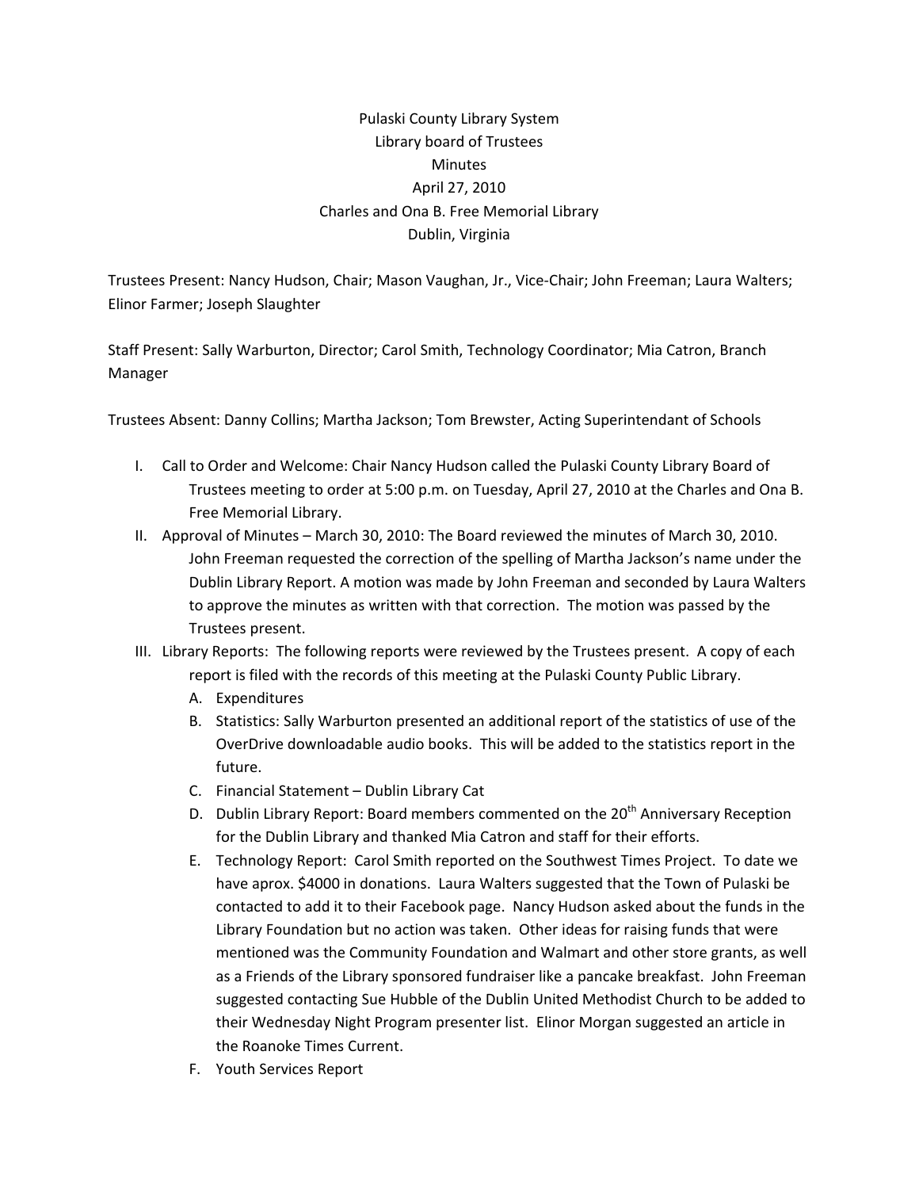Pulaski County Library System
Library board of Trustees
Minutes
April 27, 2010
Charles and Ona B. Free Memorial Library
Dublin, Virginia

Trustees Present: Nancy Hudson, Chair; Mason Vaughan, Jr., Vice-Chair; John Freeman; Laura Walters; Elinor Farmer; Joseph Slaughter

Staff Present: Sally Warburton, Director; Carol Smith, Technology Coordinator; Mia Catron, Branch Manager

Trustees Absent: Danny Collins; Martha Jackson; Tom Brewster, Acting Superintendant of Schools

I. Call to Order and Welcome: Chair Nancy Hudson called the Pulaski County Library Board of Trustees meeting to order at 5:00 p.m. on Tuesday, April 27, 2010 at the Charles and Ona B. Free Memorial Library.
II. Approval of Minutes – March 30, 2010: The Board reviewed the minutes of March 30, 2010. John Freeman requested the correction of the spelling of Martha Jackson's name under the Dublin Library Report. A motion was made by John Freeman and seconded by Laura Walters to approve the minutes as written with that correction. The motion was passed by the Trustees present.
III. Library Reports: The following reports were reviewed by the Trustees present. A copy of each report is filed with the records of this meeting at the Pulaski County Public Library.
    A. Expenditures
    B. Statistics: Sally Warburton presented an additional report of the statistics of use of the OverDrive downloadable audio books. This will be added to the statistics report in the future.
    C. Financial Statement – Dublin Library Cat
    D. Dublin Library Report: Board members commented on the 20th Anniversary Reception for the Dublin Library and thanked Mia Catron and staff for their efforts.
    E. Technology Report: Carol Smith reported on the Southwest Times Project. To date we have aprox. $4000 in donations. Laura Walters suggested that the Town of Pulaski be contacted to add it to their Facebook page. Nancy Hudson asked about the funds in the Library Foundation but no action was taken. Other ideas for raising funds that were mentioned was the Community Foundation and Walmart and other store grants, as well as a Friends of the Library sponsored fundraiser like a pancake breakfast. John Freeman suggested contacting Sue Hubble of the Dublin United Methodist Church to be added to their Wednesday Night Program presenter list. Elinor Morgan suggested an article in the Roanoke Times Current.
    F. Youth Services Report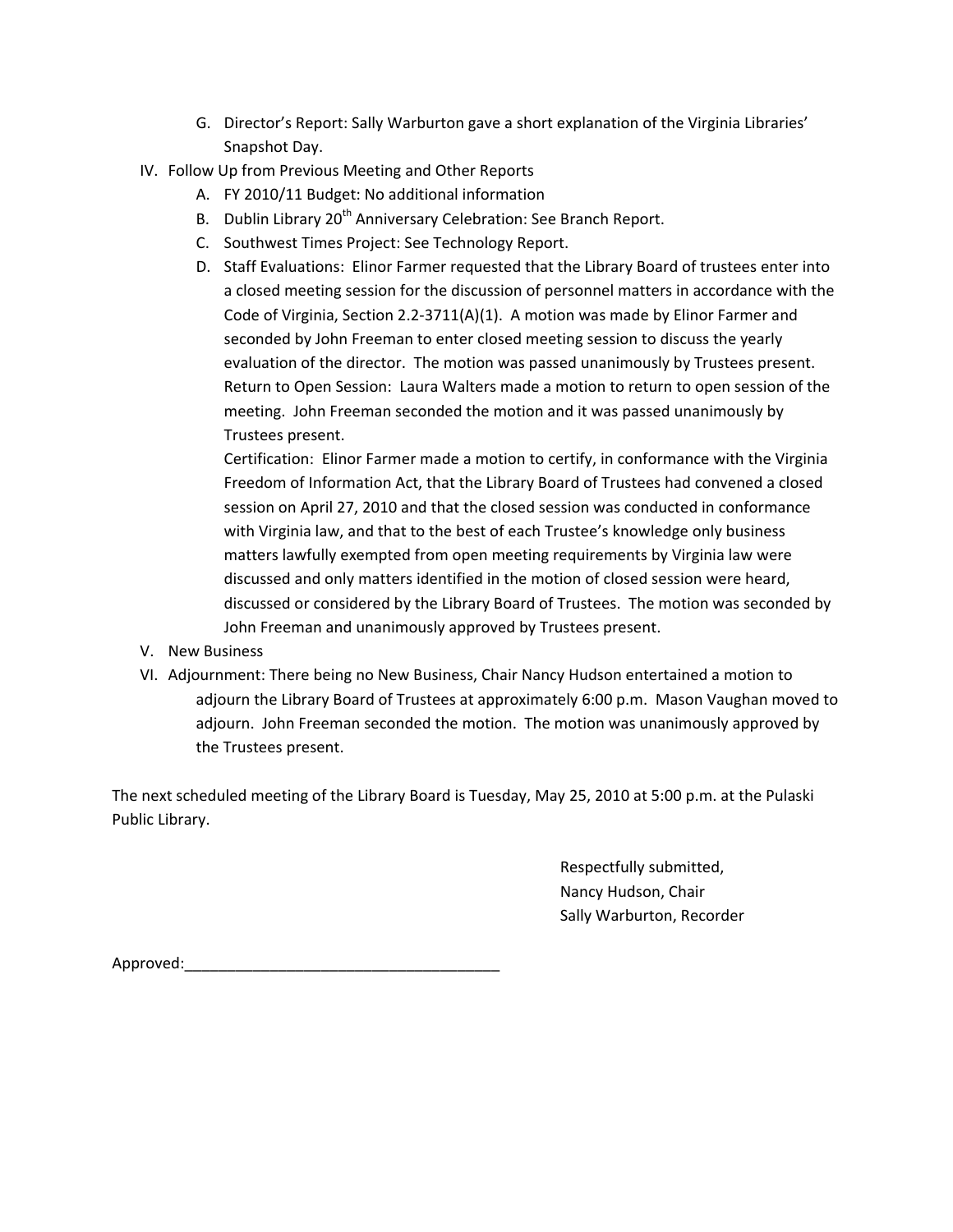G. Director's Report: Sally Warburton gave a short explanation of the Virginia Libraries' Snapshot Day.

IV. Follow Up from Previous Meeting and Other Reports

A. FY 2010/11 Budget: No additional information

B. Dublin Library 20th Anniversary Celebration: See Branch Report.

C. Southwest Times Project: See Technology Report.

D. Staff Evaluations: Elinor Farmer requested that the Library Board of trustees enter into a closed meeting session for the discussion of personnel matters in accordance with the Code of Virginia, Section 2.2-3711(A)(1). A motion was made by Elinor Farmer and seconded by John Freeman to enter closed meeting session to discuss the yearly evaluation of the director. The motion was passed unanimously by Trustees present.

Return to Open Session: Laura Walters made a motion to return to open session of the meeting. John Freeman seconded the motion and it was passed unanimously by Trustees present.

Certification: Elinor Farmer made a motion to certify, in conformance with the Virginia Freedom of Information Act, that the Library Board of Trustees had convened a closed session on April 27, 2010 and that the closed session was conducted in conformance with Virginia law, and that to the best of each Trustee's knowledge only business matters lawfully exempted from open meeting requirements by Virginia law were discussed and only matters identified in the motion of closed session were heard, discussed or considered by the Library Board of Trustees. The motion was seconded by John Freeman and unanimously approved by Trustees present.

V. New Business

VI. Adjournment: There being no New Business, Chair Nancy Hudson entertained a motion to adjourn the Library Board of Trustees at approximately 6:00 p.m. Mason Vaughan moved to adjourn. John Freeman seconded the motion. The motion was unanimously approved by the Trustees present.

The next scheduled meeting of the Library Board is Tuesday, May 25, 2010 at 5:00 p.m. at the Pulaski Public Library.

Respectfully submitted,
Nancy Hudson, Chair
Sally Warburton, Recorder

Approved:_____________________________________